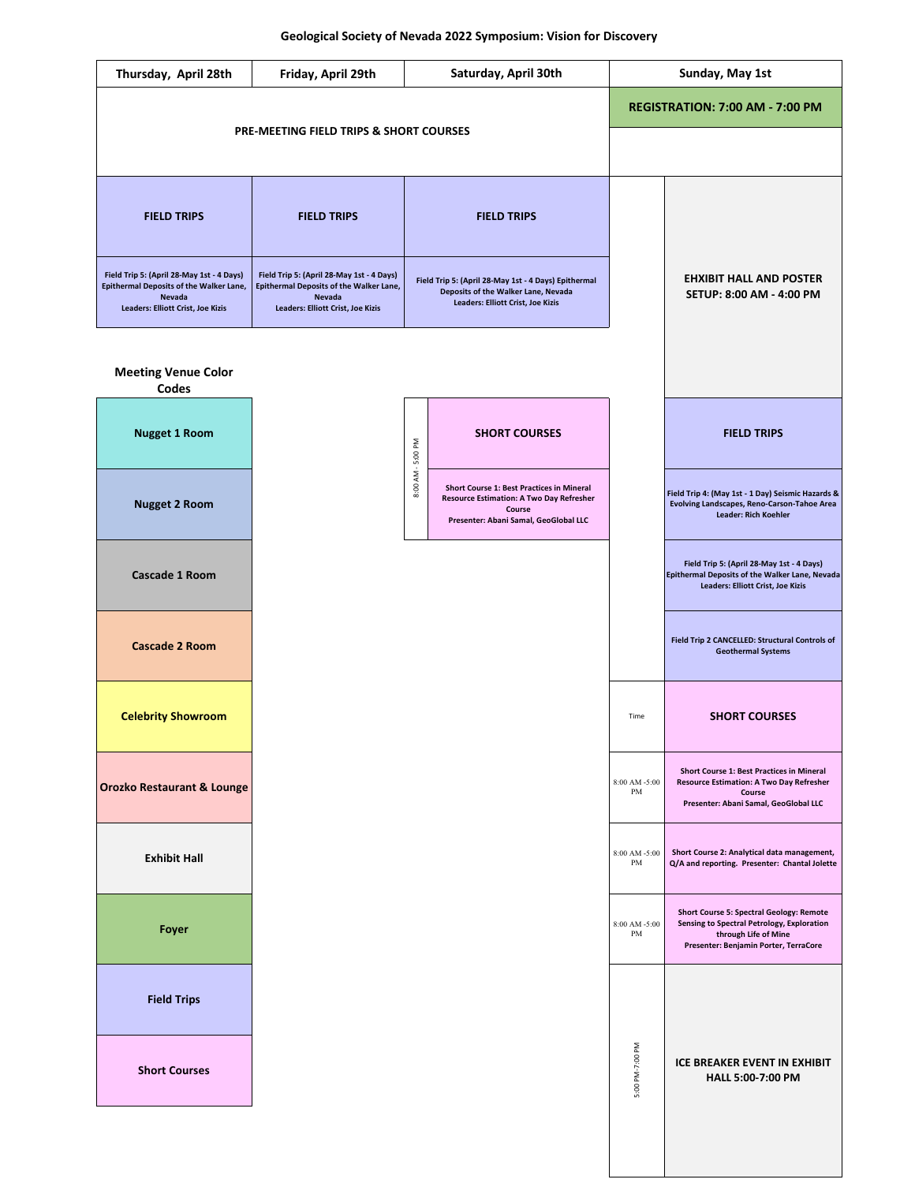# Geological Society of Nevada 2022 Symposium: Vision for Discovery

| Thursday, April 28th | Friday, April 29th | Saturday, April 30th | Sunday, May 1st |
|---|---|---|---|
| PRE-MEETING FIELD TRIPS & SHORT COURSES | | | REGISTRATION: 7:00 AM - 7:00 PM |
| FIELD TRIPS | FIELD TRIPS | FIELD TRIPS | EHXIBIT HALL AND POSTER SETUP: 8:00 AM - 4:00 PM |
| Field Trip 5: (April 28-May 1st - 4 Days) Epithermal Deposits of the Walker Lane, Nevada Leaders: Elliott Crist, Joe Kizis | Field Trip 5: (April 28-May 1st - 4 Days) Epithermal Deposits of the Walker Lane, Nevada Leaders: Elliott Crist, Joe Kizis | Field Trip 5: (April 28-May 1st - 4 Days) Epithermal Deposits of the Walker Lane, Nevada Leaders: Elliott Crist, Joe Kizis | |

## Saturday, April 30th

| Time | SHORT COURSES |
|---|---|
| 8:00 AM - 5:00 PM | Short Course 1: Best Practices in Mineral Resource Estimation: A Two Day Refresher Course Presenter: Abani Samal, GeoGlobal LLC |

## Sunday, May 1st

| FIELD TRIPS |
|---|
| Field Trip 4: (May 1st - 1 Day) Seismic Hazards & Evolving Landscapes, Reno-Carson-Tahoe Area Leader: Rich Koehler |
| Field Trip 5: (April 28-May 1st - 4 Days) Epithermal Deposits of the Walker Lane, Nevada Leaders: Elliott Crist, Joe Kizis |
| Field Trip 2 CANCELLED: Structural Controls of Geothermal Systems |

| Time | SHORT COURSES |
|---|---|
| 8:00 AM -5:00 PM | Short Course 1: Best Practices in Mineral Resource Estimation: A Two Day Refresher Course Presenter: Abani Samal, GeoGlobal LLC |
| 8:00 AM -5:00 PM | Short Course 2: Analytical data management, Q/A and reporting. Presenter: Chantal Jolette |
| 8:00 AM -5:00 PM | Short Course 5: Spectral Geology: Remote Sensing to Spectral Petrology, Exploration through Life of Mine Presenter: Benjamin Porter, TerraCore |
| 5:00 PM-7:00 PM | ICE BREAKER EVENT IN EXHIBIT HALL 5:00-7:00 PM |

## Meeting Venue Color Codes

- Nugget 1 Room
- Nugget 2 Room
- Cascade 1 Room
- Cascade 2 Room
- Celebrity Showroom
- Orozko Restaurant & Lounge
- Exhibit Hall
- Foyer
- Field Trips
- Short Courses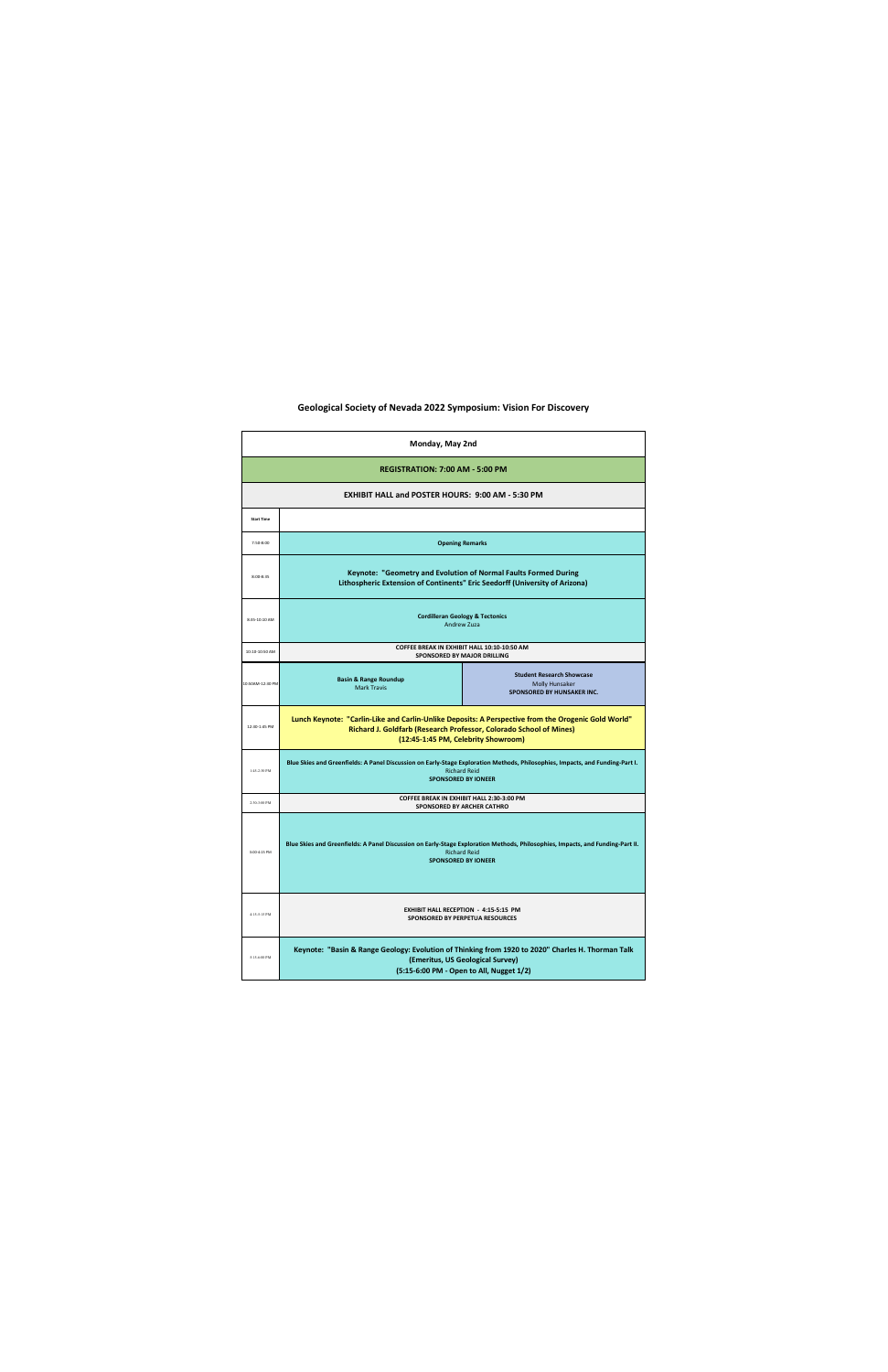# Geological Society of Nevada 2022 Symposium: Vision For Discovery

| Monday, May 2nd | | |
|---|---|---|
| **REGISTRATION: 7:00 AM - 5:00 PM** | | |
| **EXHIBIT HALL and POSTER HOURS: 9:00 AM - 5:30 PM** | | |
| **Start Time** | | |
| 7:50-8:00 | **Opening Remarks** | |
| 8:00-8:35 | **Keynote: "Geometry and Evolution of Normal Faults Formed During Lithospheric Extension of Continents" Eric Seedorff (University of Arizona)** | |
| 8:45-10:10 AM | **Cordilleran Geology & Tectonics** Andrew Zuza | |
| 10:10-10:50 AM | **COFFEE BREAK IN EXHIBIT HALL 10:10-10:50 AM SPONSORED BY MAJOR DRILLING** | |
| 10:50AM-12:30 PM | **Basin & Range Roundup** Mark Travis | **Student Research Showcase** Molly Hunsaker **SPONSORED BY HUNSAKER INC.** |
| 12:30-1:45 PM | **Lunch Keynote: "Carlin-Like and Carlin-Unlike Deposits: A Perspective from the Orogenic Gold World" Richard J. Goldfarb (Research Professor, Colorado School of Mines) (12:45-1:45 PM, Celebrity Showroom)** | |
| 1:45-2:30 PM | **Blue Skies and Greenfields: A Panel Discussion on Early-Stage Exploration Methods, Philosophies, Impacts, and Funding-Part I.** Richard Reid **SPONSORED BY IONEER** | |
| 2:30-3:00 PM | **COFFEE BREAK IN EXHIBIT HALL 2:30-3:00 PM SPONSORED BY ARCHER CATHRO** | |
| 3:00-4:15 PM | **Blue Skies and Greenfields: A Panel Discussion on Early-Stage Exploration Methods, Philosophies, Impacts, and Funding-Part II.** Richard Reid **SPONSORED BY IONEER** | |
| 4:15-5:15 PM | **EXHIBIT HALL RECEPTION - 4:15-5:15 PM SPONSORED BY PERPETUA RESOURCES** | |
| 5:15-6:00 PM | **Keynote: "Basin & Range Geology: Evolution of Thinking from 1920 to 2020" Charles H. Thorman Talk (Emeritus, US Geological Survey) (5:15-6:00 PM - Open to All, Nugget 1/2)** | |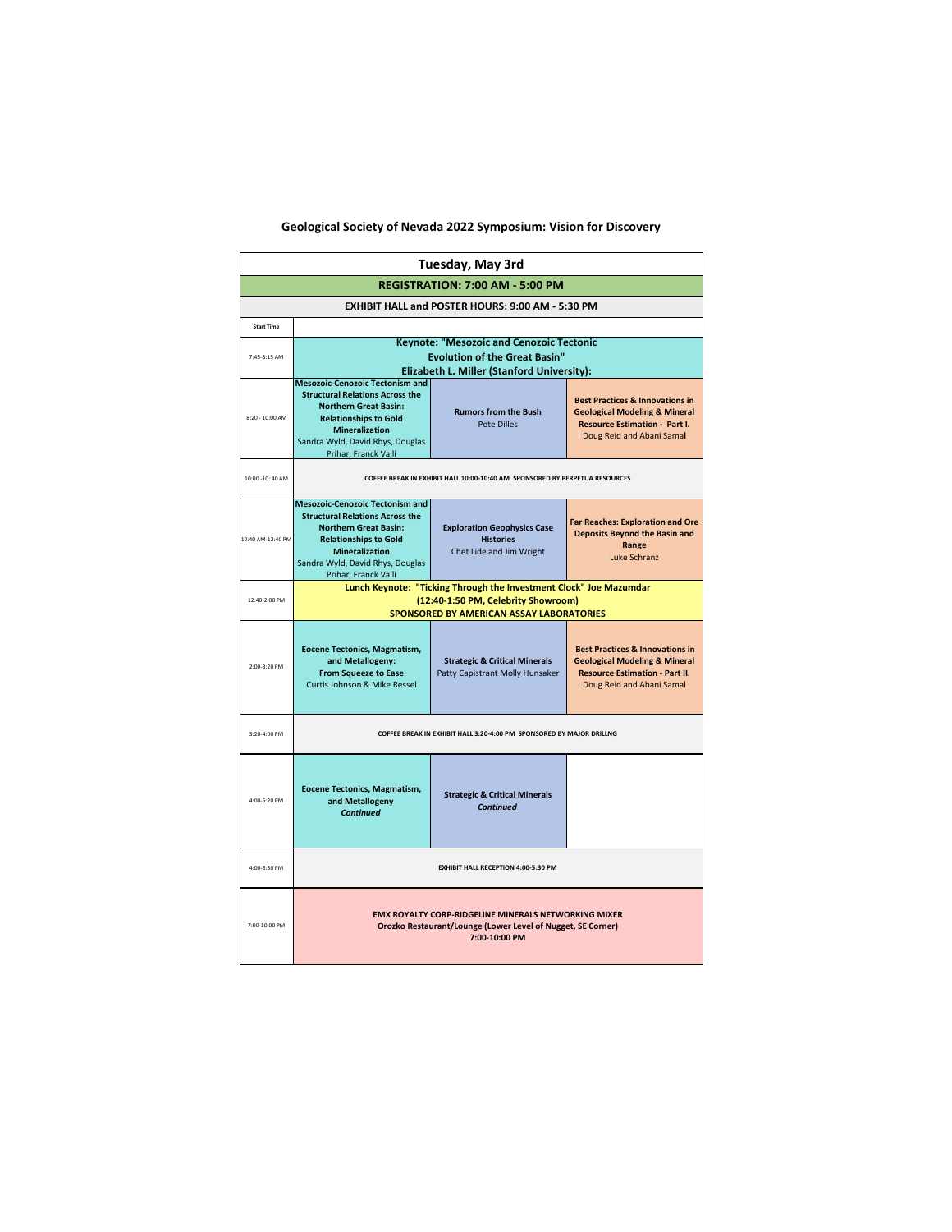# Geological Society of Nevada 2022 Symposium: Vision for Discovery

| Tuesday, May 3rd | | | |
|---|---|---|---|
| **REGISTRATION: 7:00 AM - 5:00 PM** | | | |
| **EXHIBIT HALL and POSTER HOURS: 9:00 AM - 5:30 PM** | | | |
| **Start Time** | | | |
| 7:45-8:15 AM | **Keynote: "Mesozoic and Cenozoic Tectonic Evolution of the Great Basin" Elizabeth L. Miller (Stanford University):** | | |
| 8:20 - 10:00 AM | **Mesozoic-Cenozoic Tectonism and Structural Relations Across the Northern Great Basin: Relationships to Gold Mineralization** Sandra Wyld, David Rhys, Douglas Prihar, Franck Valli | **Rumors from the Bush** Pete Dilles | **Best Practices & Innovations in Geological Modeling & Mineral Resource Estimation - Part I.** Doug Reid and Abani Samal |
| 10:00 -10: 40 AM | **COFFEE BREAK IN EXHIBIT HALL 10:00-10:40 AM SPONSORED BY PERPETUA RESOURCES** | | |
| 10:40 AM-12:40 PM | **Mesozoic-Cenozoic Tectonism and Structural Relations Across the Northern Great Basin: Relationships to Gold Mineralization** Sandra Wyld, David Rhys, Douglas Prihar, Franck Valli | **Exploration Geophysics Case Histories** Chet Lide and Jim Wright | **Far Reaches: Exploration and Ore Deposits Beyond the Basin and Range** Luke Schranz |
| 12:40-2:00 PM | **Lunch Keynote: "Ticking Through the Investment Clock" Joe Mazumdar (12:40-1:50 PM, Celebrity Showroom) SPONSORED BY AMERICAN ASSAY LABORATORIES** | | |
| 2:00-3:20 PM | **Eocene Tectonics, Magmatism, and Metallogeny: From Squeeze to Ease** Curtis Johnson & Mike Ressel | **Strategic & Critical Minerals** Patty Capistrant Molly Hunsaker | **Best Practices & Innovations in Geological Modeling & Mineral Resource Estimation - Part II.** Doug Reid and Abani Samal |
| 3:20-4:00 PM | **COFFEE BREAK IN EXHIBIT HALL 3:20-4:00 PM SPONSORED BY MAJOR DRILLNG** | | |
| 4:00-5:20 PM | **Eocene Tectonics, Magmatism, and Metallogeny *Continued*** | **Strategic & Critical Minerals *Continued*** | |
| 4:00-5:30 PM | **EXHIBIT HALL RECEPTION 4:00-5:30 PM** | | |
| 7:00-10:00 PM | **EMX ROYALTY CORP-RIDGELINE MINERALS NETWORKING MIXER Orozko Restaurant/Lounge (Lower Level of Nugget, SE Corner) 7:00-10:00 PM** | | |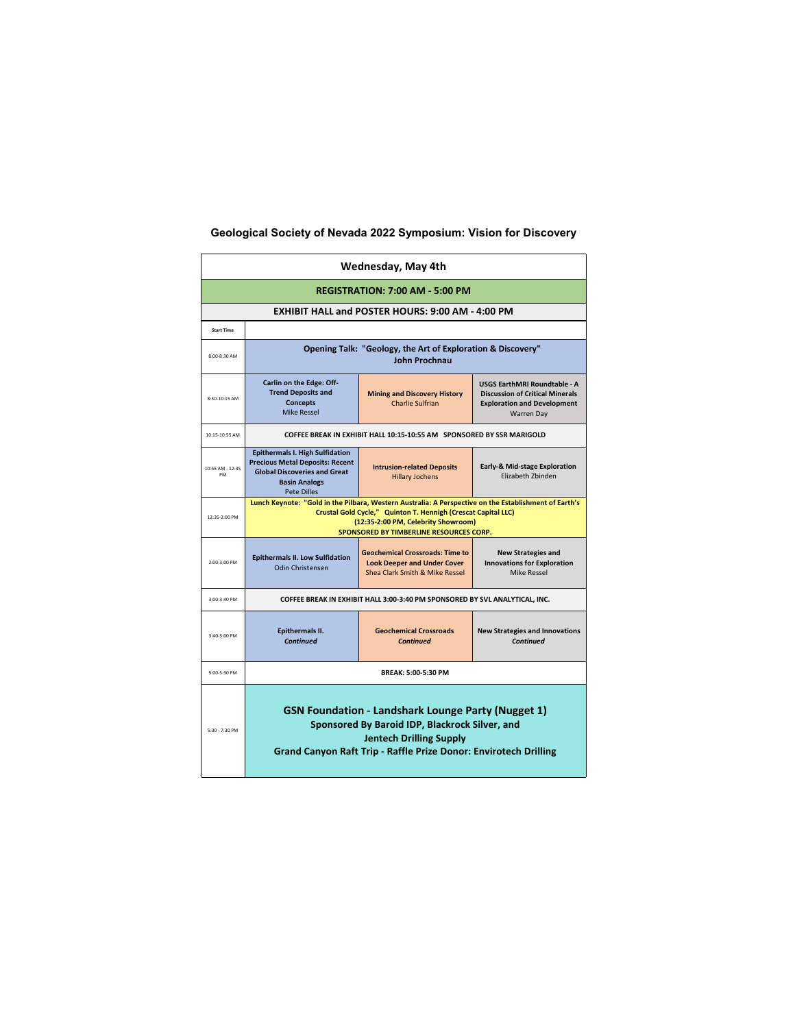# Geological Society of Nevada 2022 Symposium: Vision for Discovery

## Wednesday, May 4th

**REGISTRATION: 7:00 AM - 5:00 PM**

**EXHIBIT HALL and POSTER HOURS: 9:00 AM - 4:00 PM**

| Start Time | | | |
|---|---|---|---|
| 8:00-8:30 AM | **Opening Talk: "Geology, the Art of Exploration & Discovery"** **John Prochnau** | | |
| 8:30-10:15 AM | **Carlin on the Edge: Off-Trend Deposits and Concepts** Mike Ressel | **Mining and Discovery History** Charlie Sulfrian | **USGS EarthMRI Roundtable - A Discussion of Critical Minerals Exploration and Development** Warren Day |
| 10:15-10:55 AM | **COFFEE BREAK IN EXHIBIT HALL 10:15-10:55 AM SPONSORED BY SSR MARIGOLD** | | |
| 10:55 AM - 12:35 PM | **Epithermals I. High Sulfidation Precious Metal Deposits: Recent Global Discoveries and Great Basin Analogs** Pete Dilles | **Intrusion-related Deposits** Hillary Jochens | **Early-& Mid-stage Exploration** Elizabeth Zbinden |
| 12:35-2:00 PM | **Lunch Keynote: "Gold in the Pilbara, Western Australia: A Perspective on the Establishment of Earth's Crustal Gold Cycle," Quinton T. Hennigh (Crescat Capital LLC) (12:35-2:00 PM, Celebrity Showroom) SPONSORED BY TIMBERLINE RESOURCES CORP.** | | |
| 2:00-3:00 PM | **Epithermals II. Low Sulfidation** Odin Christensen | **Geochemical Crossroads: Time to Look Deeper and Under Cover** Shea Clark Smith & Mike Ressel | **New Strategies and Innovations for Exploration** Mike Ressel |
| 3:00-3:40 PM | **COFFEE BREAK IN EXHIBIT HALL 3:00-3:40 PM SPONSORED BY SVL ANALYTICAL, INC.** | | |
| 3:40-5:00 PM | **Epithermals II.** ***Continued*** | **Geochemical Crossroads** ***Continued*** | **New Strategies and Innovations** ***Continued*** |
| 5:00-5:30 PM | **BREAK: 5:00-5:30 PM** | | |
| 5:30 - 7:30 PM | **GSN Foundation - Landshark Lounge Party (Nugget 1) Sponsored By Baroid IDP, Blackrock Silver, and Jentech Drilling Supply Grand Canyon Raft Trip - Raffle Prize Donor: Envirotech Drilling** | | |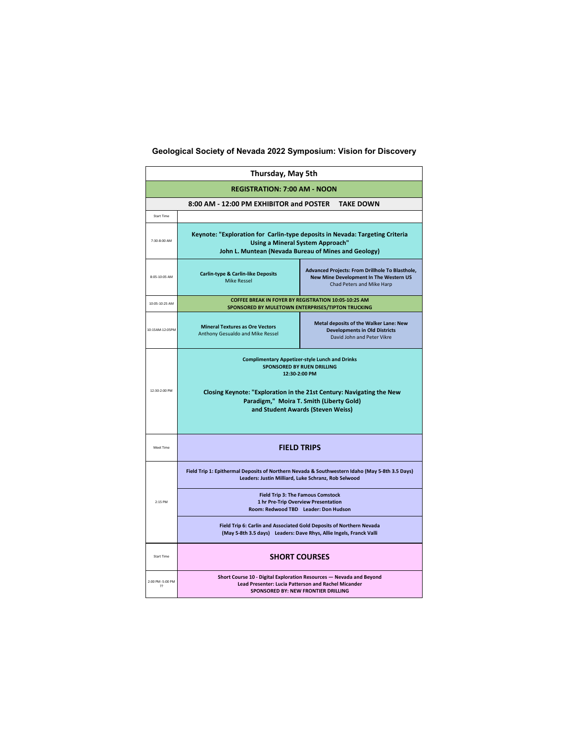# Geological Society of Nevada 2022 Symposium: Vision for Discovery

| Thursday, May 5th | | |
|---|---|---|
| **REGISTRATION: 7:00 AM - NOON** | | |
| **8:00 AM - 12:00 PM EXHIBITOR and POSTER TAKE DOWN** | | |
| Start Time | | |
| 7:30-8:00 AM | **Keynote: "Exploration for Carlin-type deposits in Nevada: Targeting Criteria Using a Mineral System Approach" John L. Muntean (Nevada Bureau of Mines and Geology)** | |
| 8:05-10:05 AM | **Carlin-type & Carlin-like Deposits** Mike Ressel | **Advanced Projects: From Drillhole To Blasthole, New Mine Development In The Western US** Chad Peters and Mike Harp |
| 10:05-10:25 AM | **COFFEE BREAK IN FOYER BY REGISTRATION 10:05-10:25 AM SPONSORED BY MULETOWN ENTERPRISES/TIPTON TRUCKING** | |
| 10:15AM-12:05PM | **Mineral Textures as Ore Vectors** Anthony Gesualdo and Mike Ressel | **Metal deposits of the Walker Lane: New Developments in Old Districts** David John and Peter Vikre |
| 12:30-2:00 PM | **Complimentary Appetizer-style Lunch and Drinks SPONSORED BY RUEN DRILLING 12:30-2:00 PM** **Closing Keynote: "Exploration in the 21st Century: Navigating the New Paradigm," Moira T. Smith (Liberty Gold) and Student Awards (Steven Weiss)** | |
| Meet Time | **FIELD TRIPS** | |
| 2:15 PM | **Field Trip 1: Epithermal Deposits of Northern Nevada & Southwestern Idaho (May 5-8th 3.5 Days) Leaders: Justin Milliard, Luke Schranz, Rob Selwood** | |
| | **Field Trip 3: The Famous Comstock 1 hr Pre-Trip Overview Presentation Room: Redwood TBD Leader: Don Hudson** | |
| | **Field Trip 6: Carlin and Associated Gold Deposits of Northern Nevada (May 5-8th 3.5 days) Leaders: Dave Rhys, Allie Ingels, Franck Valli** | |
| Start Time | **SHORT COURSES** | |
| 2:00 PM -5:00 PM ?? | **Short Course 10 - Digital Exploration Resources — Nevada and Beyond Lead Presenter: Lucia Patterson and Rachel Micander SPONSORED BY: NEW FRONTIER DRILLING** | |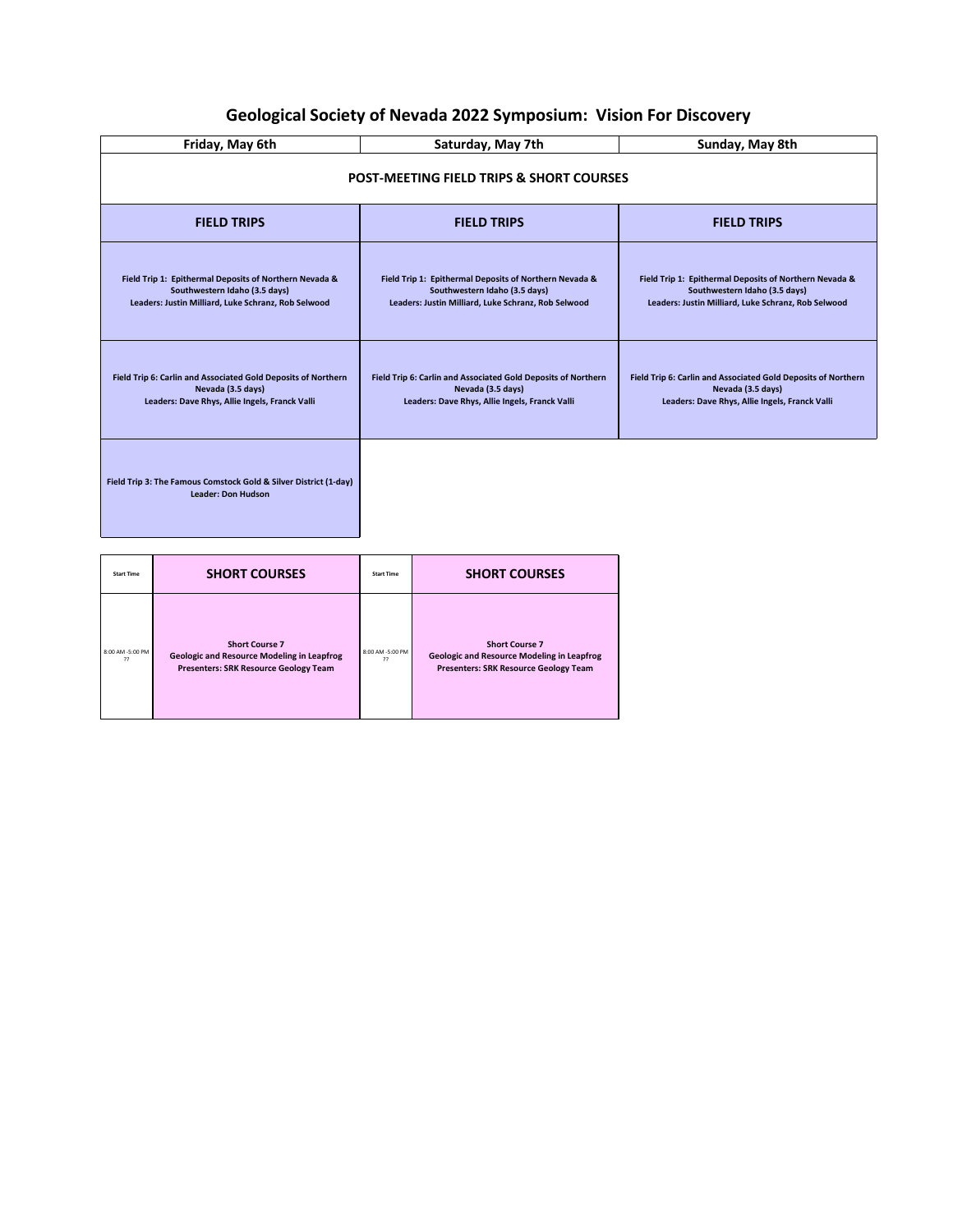# Geological Society of Nevada 2022 Symposium: Vision For Discovery

| Friday, May 6th | Saturday, May 7th | Sunday, May 8th |
|---|---|---|
| **POST-MEETING FIELD TRIPS & SHORT COURSES** | | |
| **FIELD TRIPS** | **FIELD TRIPS** | **FIELD TRIPS** |
| **Field Trip 1: Epithermal Deposits of Northern Nevada & Southwestern Idaho (3.5 days)**<br>**Leaders: Justin Milliard, Luke Schranz, Rob Selwood** | **Field Trip 1: Epithermal Deposits of Northern Nevada & Southwestern Idaho (3.5 days)**<br>**Leaders: Justin Milliard, Luke Schranz, Rob Selwood** | **Field Trip 1: Epithermal Deposits of Northern Nevada & Southwestern Idaho (3.5 days)**<br>**Leaders: Justin Milliard, Luke Schranz, Rob Selwood** |
| **Field Trip 6: Carlin and Associated Gold Deposits of Northern Nevada (3.5 days)**<br>**Leaders: Dave Rhys, Allie Ingels, Franck Valli** | **Field Trip 6: Carlin and Associated Gold Deposits of Northern Nevada (3.5 days)**<br>**Leaders: Dave Rhys, Allie Ingels, Franck Valli** | **Field Trip 6: Carlin and Associated Gold Deposits of Northern Nevada (3.5 days)**<br>**Leaders: Dave Rhys, Allie Ingels, Franck Valli** |
| **Field Trip 3: The Famous Comstock Gold & Silver District (1-day)**<br>**Leader: Don Hudson** | | |

| Start Time | SHORT COURSES | Start Time | SHORT COURSES |
|---|---|---|---|
| 8:00 AM -5:00 PM ?? | **Short Course 7**<br>**Geologic and Resource Modeling in Leapfrog**<br>**Presenters: SRK Resource Geology Team** | 8:00 AM -5:00 PM ?? | **Short Course 7**<br>**Geologic and Resource Modeling in Leapfrog**<br>**Presenters: SRK Resource Geology Team** |